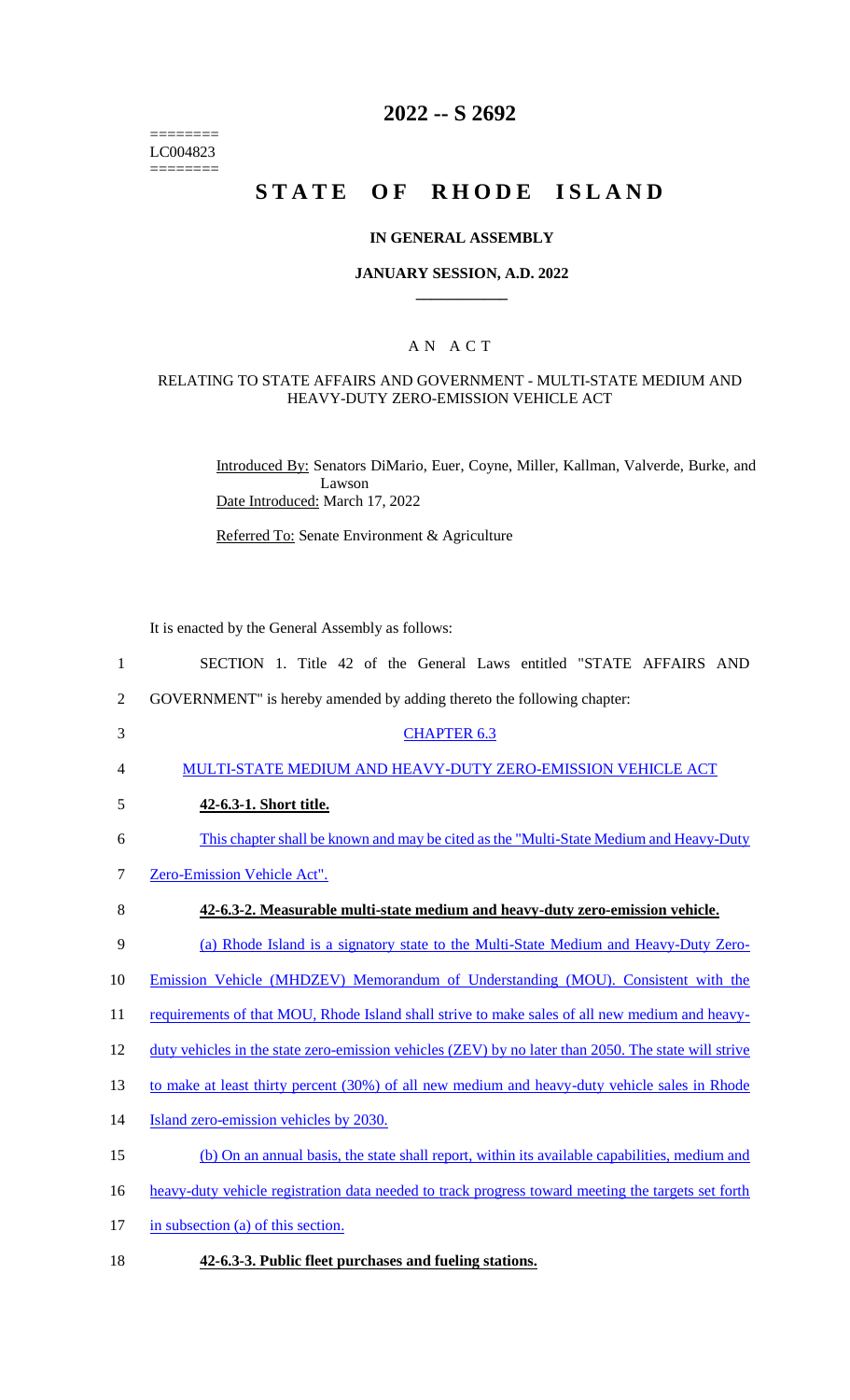========
LC004823
========

# 2022 -- S 2692

# STATE OF RHODE ISLAND

### IN GENERAL ASSEMBLY

### JANUARY SESSION, A.D. 2022

---

## A N A C T

### RELATING TO STATE AFFAIRS AND GOVERNMENT - MULTI-STATE MEDIUM AND HEAVY-DUTY ZERO-EMISSION VEHICLE ACT

Introduced By: Senators DiMario, Euer, Coyne, Miller, Kallman, Valverde, Burke, and Lawson

Date Introduced: March 17, 2022

Referred To: Senate Environment & Agriculture

It is enacted by the General Assembly as follows:

1 SECTION 1. Title 42 of the General Laws entitled "STATE AFFAIRS AND
2 GOVERNMENT" is hereby amended by adding thereto the following chapter:

3 CHAPTER 6.3

4 MULTI-STATE MEDIUM AND HEAVY-DUTY ZERO-EMISSION VEHICLE ACT

5 **42-6.3-1. Short title.**

6 This chapter shall be known and may be cited as the "Multi-State Medium and Heavy-Duty
7 Zero-Emission Vehicle Act".

8 **42-6.3-2. Measurable multi-state medium and heavy-duty zero-emission vehicle.**

9 (a) Rhode Island is a signatory state to the Multi-State Medium and Heavy-Duty Zero-
10 Emission Vehicle (MHDZEV) Memorandum of Understanding (MOU). Consistent with the
11 requirements of that MOU, Rhode Island shall strive to make sales of all new medium and heavy-
12 duty vehicles in the state zero-emission vehicles (ZEV) by no later than 2050. The state will strive
13 to make at least thirty percent (30%) of all new medium and heavy-duty vehicle sales in Rhode
14 Island zero-emission vehicles by 2030.

15 (b) On an annual basis, the state shall report, within its available capabilities, medium and
16 heavy-duty vehicle registration data needed to track progress toward meeting the targets set forth
17 in subsection (a) of this section.

18 **42-6.3-3. Public fleet purchases and fueling stations.**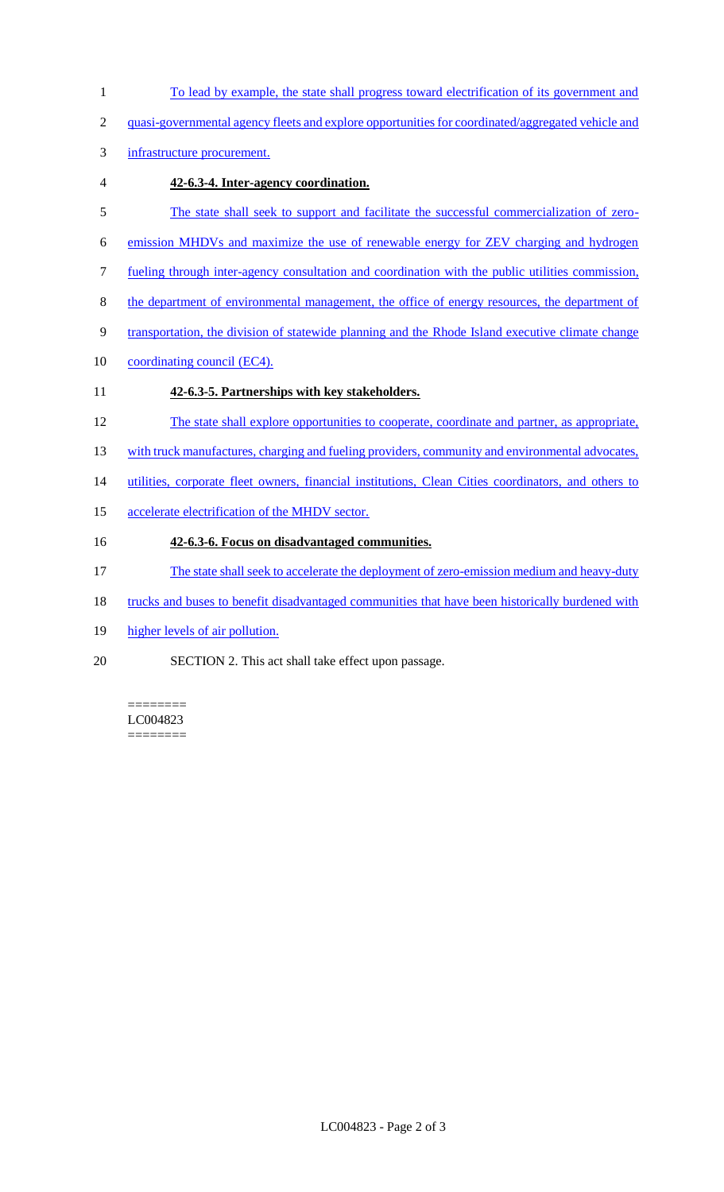To lead by example, the state shall progress toward electrification of its government and quasi-governmental agency fleets and explore opportunities for coordinated/aggregated vehicle and infrastructure procurement.

**42-6.3-4. Inter-agency coordination.**

The state shall seek to support and facilitate the successful commercialization of zero-emission MHDVs and maximize the use of renewable energy for ZEV charging and hydrogen fueling through inter-agency consultation and coordination with the public utilities commission, the department of environmental management, the office of energy resources, the department of transportation, the division of statewide planning and the Rhode Island executive climate change coordinating council (EC4).

**42-6.3-5. Partnerships with key stakeholders.**

The state shall explore opportunities to cooperate, coordinate and partner, as appropriate, with truck manufactures, charging and fueling providers, community and environmental advocates, utilities, corporate fleet owners, financial institutions, Clean Cities coordinators, and others to accelerate electrification of the MHDV sector.

**42-6.3-6. Focus on disadvantaged communities.**

The state shall seek to accelerate the deployment of zero-emission medium and heavy-duty trucks and buses to benefit disadvantaged communities that have been historically burdened with higher levels of air pollution.

SECTION 2. This act shall take effect upon passage.

========
LC004823
========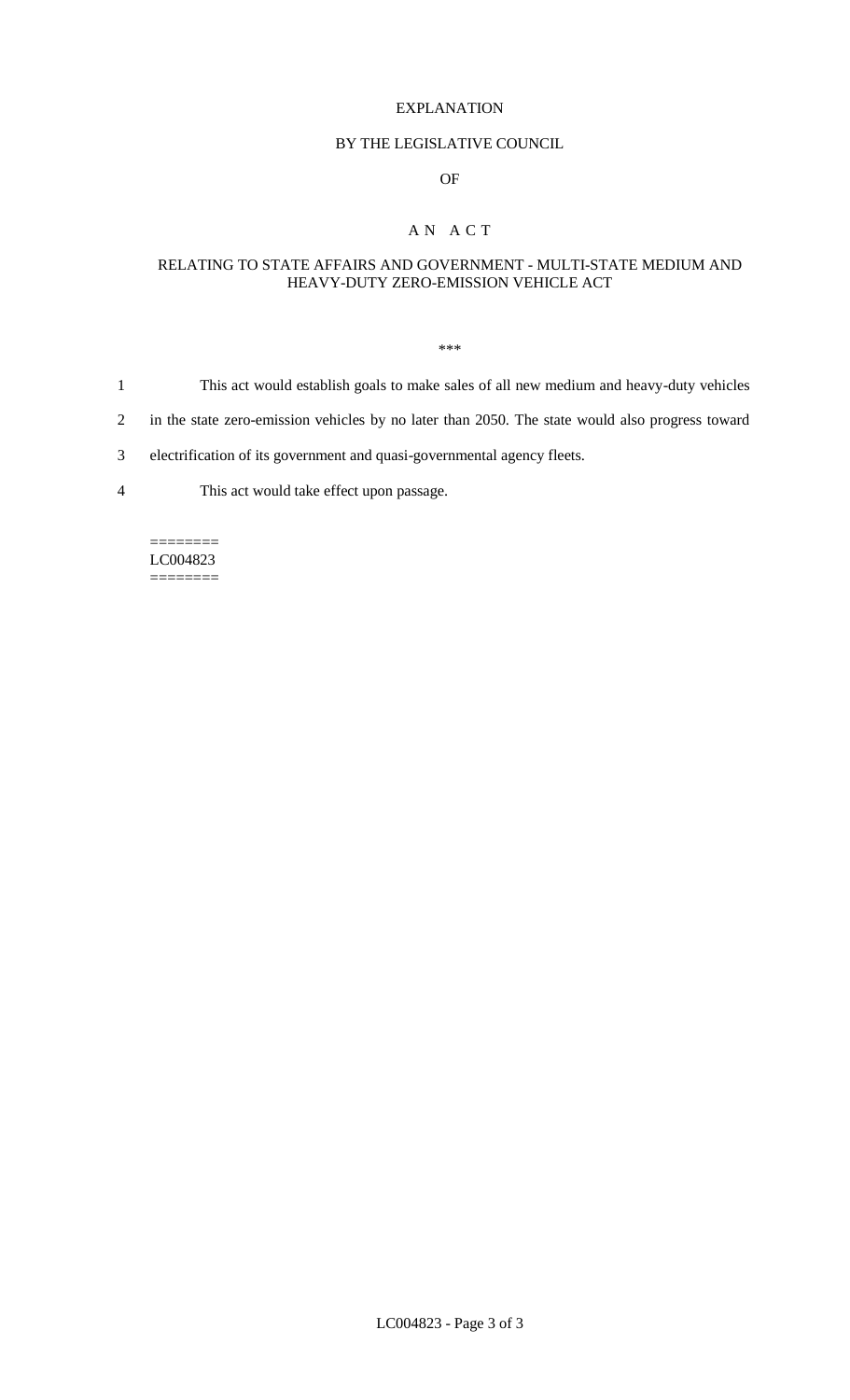EXPLANATION

BY THE LEGISLATIVE COUNCIL

OF

A N A C T

RELATING TO STATE AFFAIRS AND GOVERNMENT - MULTI-STATE MEDIUM AND HEAVY-DUTY ZERO-EMISSION VEHICLE ACT

\*\*\*

This act would establish goals to make sales of all new medium and heavy-duty vehicles in the state zero-emission vehicles by no later than 2050. The state would also progress toward electrification of its government and quasi-governmental agency fleets.

This act would take effect upon passage.

========
LC004823
========